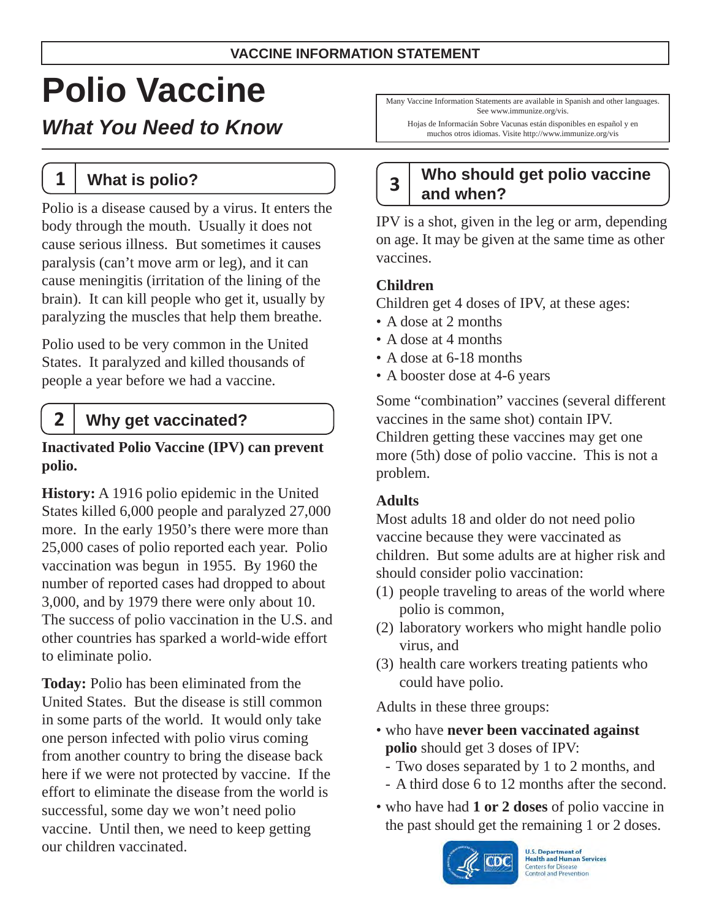**VACCINE INFORMATION STATEMENT**

# Polio Vaccine

## *What You Need to Know*

Many Vaccine Information Statements are available in Spanish and other languages. See www.immunize.org/vis.

Hojas de Información Sobre Vacunas están disponibles en español y en muchos otros idiomas. Visite http://www.immunize.org/vis

## 1 What is polio?

Polio is a disease caused by a virus. It enters the body through the mouth. Usually it does not cause serious illness. But sometimes it causes paralysis (can't move arm or leg), and it can cause meningitis (irritation of the lining of the brain). It can kill people who get it, usually by paralyzing the muscles that help them breathe.

Polio used to be very common in the United States. It paralyzed and killed thousands of people a year before we had a vaccine.

## 2 Why get vaccinated?

**Inactivated Polio Vaccine (IPV) can prevent polio.**

**History:** A 1916 polio epidemic in the United States killed 6,000 people and paralyzed 27,000 more. In the early 1950's there were more than 25,000 cases of polio reported each year. Polio vaccination was begun in 1955. By 1960 the number of reported cases had dropped to about 3,000, and by 1979 there were only about 10. The success of polio vaccination in the U.S. and other countries has sparked a world-wide effort to eliminate polio.

**Today:** Polio has been eliminated from the United States. But the disease is still common in some parts of the world. It would only take one person infected with polio virus coming from another country to bring the disease back here if we were not protected by vaccine. If the effort to eliminate the disease from the world is successful, some day we won't need polio vaccine. Until then, we need to keep getting our children vaccinated.

## 3 Who should get polio vaccine and when?

IPV is a shot, given in the leg or arm, depending on age. It may be given at the same time as other vaccines.

### Children

Children get 4 doses of IPV, at these ages:

- A dose at 2 months
- A dose at 4 months
- A dose at 6-18 months
- A booster dose at 4-6 years

Some "combination" vaccines (several different vaccines in the same shot) contain IPV. Children getting these vaccines may get one more (5th) dose of polio vaccine. This is not a problem.

### Adults

Most adults 18 and older do not need polio vaccine because they were vaccinated as children. But some adults are at higher risk and should consider polio vaccination:

(1) people traveling to areas of the world where polio is common,
(2) laboratory workers who might handle polio virus, and
(3) health care workers treating patients who could have polio.

Adults in these three groups:

- who have **never been vaccinated against polio** should get 3 doses of IPV:
  - Two doses separated by 1 to 2 months, and
  - A third dose 6 to 12 months after the second.
- who have had **1 or 2 doses** of polio vaccine in the past should get the remaining 1 or 2 doses.

U.S. Department of Health and Human Services
Centers for Disease Control and Prevention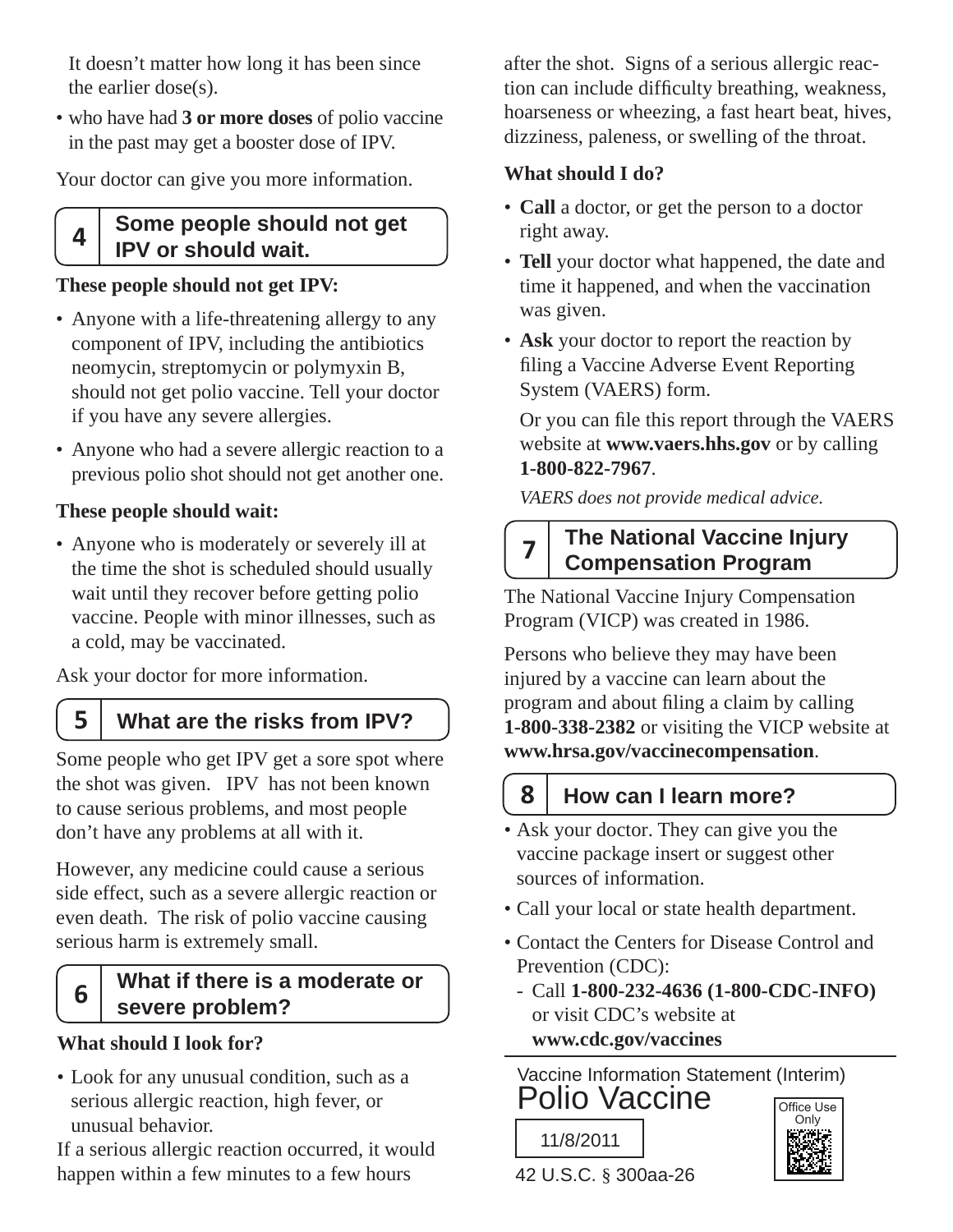It doesn't matter how long it has been since the earlier dose(s).

- who have had **3 or more doses** of polio vaccine in the past may get a booster dose of IPV.

Your doctor can give you more information.

## 4 Some people should not get IPV or should wait.

**These people should not get IPV:**

- Anyone with a life-threatening allergy to any component of IPV, including the antibiotics neomycin, streptomycin or polymyxin B, should not get polio vaccine. Tell your doctor if you have any severe allergies.
- Anyone who had a severe allergic reaction to a previous polio shot should not get another one.

**These people should wait:**

- Anyone who is moderately or severely ill at the time the shot is scheduled should usually wait until they recover before getting polio vaccine. People with minor illnesses, such as a cold, may be vaccinated.

Ask your doctor for more information.

## 5 What are the risks from IPV?

Some people who get IPV get a sore spot where the shot was given. IPV has not been known to cause serious problems, and most people don't have any problems at all with it.

However, any medicine could cause a serious side effect, such as a severe allergic reaction or even death. The risk of polio vaccine causing serious harm is extremely small.

## 6 What if there is a moderate or severe problem?

**What should I look for?**

- Look for any unusual condition, such as a serious allergic reaction, high fever, or unusual behavior.

If a serious allergic reaction occurred, it would happen within a few minutes to a few hours after the shot. Signs of a serious allergic reaction can include difficulty breathing, weakness, hoarseness or wheezing, a fast heart beat, hives, dizziness, paleness, or swelling of the throat.

**What should I do?**

- **Call** a doctor, or get the person to a doctor right away.
- **Tell** your doctor what happened, the date and time it happened, and when the vaccination was given.
- **Ask** your doctor to report the reaction by filing a Vaccine Adverse Event Reporting System (VAERS) form.

  Or you can file this report through the VAERS website at **www.vaers.hhs.gov** or by calling **1-800-822-7967**.

  *VAERS does not provide medical advice.*

## 7 The National Vaccine Injury Compensation Program

The National Vaccine Injury Compensation Program (VICP) was created in 1986.

Persons who believe they may have been injured by a vaccine can learn about the program and about filing a claim by calling **1-800-338-2382** or visiting the VICP website at **www.hrsa.gov/vaccinecompensation**.

## 8 How can I learn more?

- Ask your doctor. They can give you the vaccine package insert or suggest other sources of information.
- Call your local or state health department.
- Contact the Centers for Disease Control and Prevention (CDC):
  - Call **1-800-232-4636 (1-800-CDC-INFO)** or visit CDC's website at **www.cdc.gov/vaccines**

Vaccine Information Statement (Interim)

Polio Vaccine

11/8/2011

42 U.S.C. § 300aa-26

Office Use Only